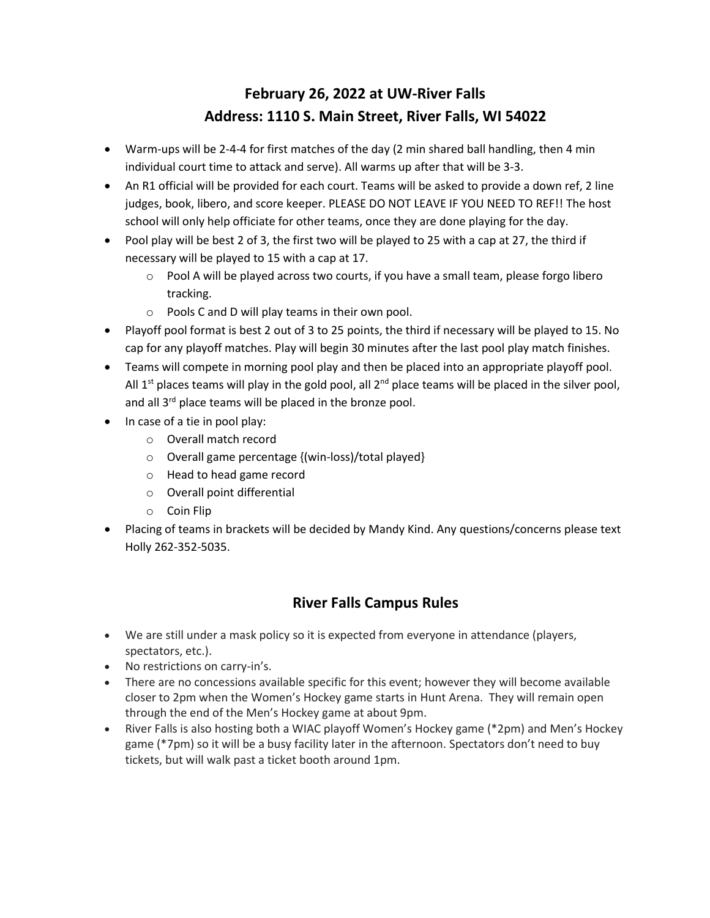# February 26, 2022 at UW-River Falls
# Address: 1110 S. Main Street, River Falls, WI 54022

- Warm-ups will be 2-4-4 for first matches of the day (2 min shared ball handling, then 4 min individual court time to attack and serve). All warms up after that will be 3-3.
- An R1 official will be provided for each court. Teams will be asked to provide a down ref, 2 line judges, book, libero, and score keeper. PLEASE DO NOT LEAVE IF YOU NEED TO REF!! The host school will only help officiate for other teams, once they are done playing for the day.
- Pool play will be best 2 of 3, the first two will be played to 25 with a cap at 27, the third if necessary will be played to 15 with a cap at 17.
  - Pool A will be played across two courts, if you have a small team, please forgo libero tracking.
  - Pools C and D will play teams in their own pool.
- Playoff pool format is best 2 out of 3 to 25 points, the third if necessary will be played to 15. No cap for any playoff matches. Play will begin 30 minutes after the last pool play match finishes.
- Teams will compete in morning pool play and then be placed into an appropriate playoff pool. All 1st places teams will play in the gold pool, all 2nd place teams will be placed in the silver pool, and all 3rd place teams will be placed in the bronze pool.
- In case of a tie in pool play:
  - Overall match record
  - Overall game percentage {(win-loss)/total played}
  - Head to head game record
  - Overall point differential
  - Coin Flip
- Placing of teams in brackets will be decided by Mandy Kind. Any questions/concerns please text Holly 262-352-5035.

## River Falls Campus Rules

- We are still under a mask policy so it is expected from everyone in attendance (players, spectators, etc.).
- No restrictions on carry-in's.
- There are no concessions available specific for this event; however they will become available closer to 2pm when the Women's Hockey game starts in Hunt Arena. They will remain open through the end of the Men's Hockey game at about 9pm.
- River Falls is also hosting both a WIAC playoff Women's Hockey game (*2pm) and Men's Hockey game (*7pm) so it will be a busy facility later in the afternoon. Spectators don't need to buy tickets, but will walk past a ticket booth around 1pm.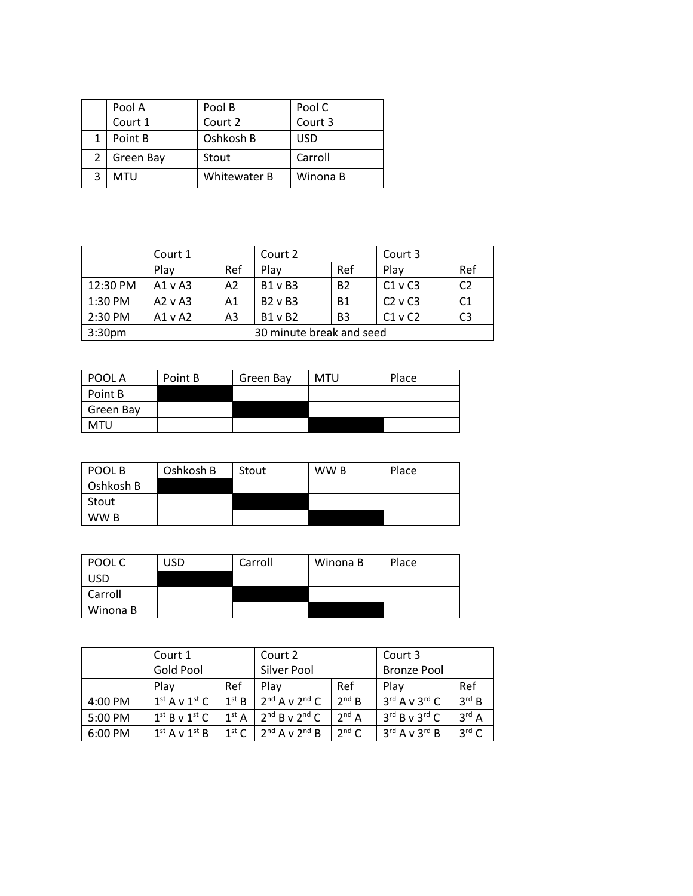| | Pool A Court 1 | Pool B Court 2 | Pool C Court 3 |
|---|---|---|---|
| 1 | Point B | Oshkosh B | USD |
| 2 | Green Bay | Stout | Carroll |
| 3 | MTU | Whitewater B | Winona B |

| | Court 1 | | Court 2 | | Court 3 | |
|---|---|---|---|---|---|---|
| | Play | Ref | Play | Ref | Play | Ref |
| 12:30 PM | A1 v A3 | A2 | B1 v B3 | B2 | C1 v C3 | C2 |
| 1:30 PM | A2 v A3 | A1 | B2 v B3 | B1 | C2 v C3 | C1 |
| 2:30 PM | A1 v A2 | A3 | B1 v B2 | B3 | C1 v C2 | C3 |
| 3:30pm | 30 minute break and seed | | | | | |

| POOL A | Point B | Green Bay | MTU | Place |
|---|---|---|---|---|
| Point B | | | | |
| Green Bay | | | | |
| MTU | | | | |

| POOL B | Oshkosh B | Stout | WW B | Place |
|---|---|---|---|---|
| Oshkosh B | | | | |
| Stout | | | | |
| WW B | | | | |

| POOL C | USD | Carroll | Winona B | Place |
|---|---|---|---|---|
| USD | | | | |
| Carroll | | | | |
| Winona B | | | | |

| | Court 1 Gold Pool | | Court 2 Silver Pool | | Court 3 Bronze Pool | |
|---|---|---|---|---|---|---|
| | Play | Ref | Play | Ref | Play | Ref |
| 4:00 PM | 1st A v 1st C | 1st B | 2nd A v 2nd C | 2nd B | 3rd A v 3rd C | 3rd B |
| 5:00 PM | 1st B v 1st C | 1st A | 2nd B v 2nd C | 2nd A | 3rd B v 3rd C | 3rd A |
| 6:00 PM | 1st A v 1st B | 1st C | 2nd A v 2nd B | 2nd C | 3rd A v 3rd B | 3rd C |